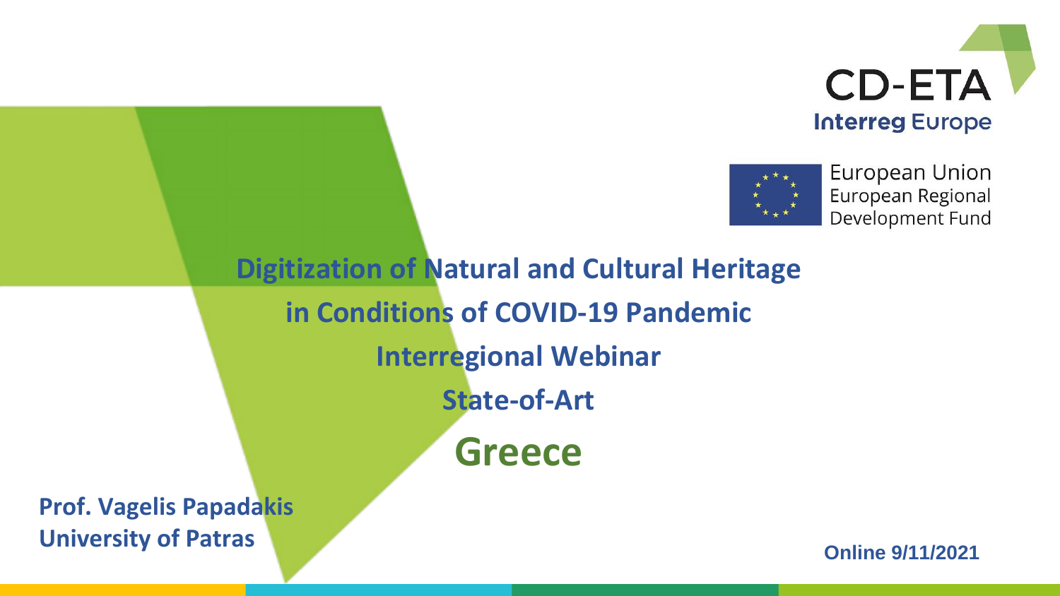CD-ETA
Interreg Europe

European Union
European Regional Development Fund

# Digitization of Natural and Cultural Heritage in Conditions of COVID-19 Pandemic

## Interregional Webinar

## State-of-Art

# Greece

**Prof. Vagelis Papadakis**
**University of Patras**

**Online 9/11/2021**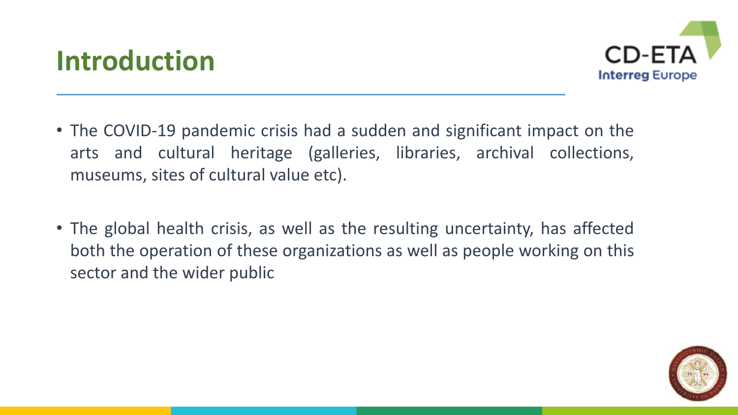# Introduction

- The COVID-19 pandemic crisis had a sudden and significant impact on the arts and cultural heritage (galleries, libraries, archival collections, museums, sites of cultural value etc).

- The global health crisis, as well as the resulting uncertainty, has affected both the operation of these organizations as well as people working on this sector and the wider public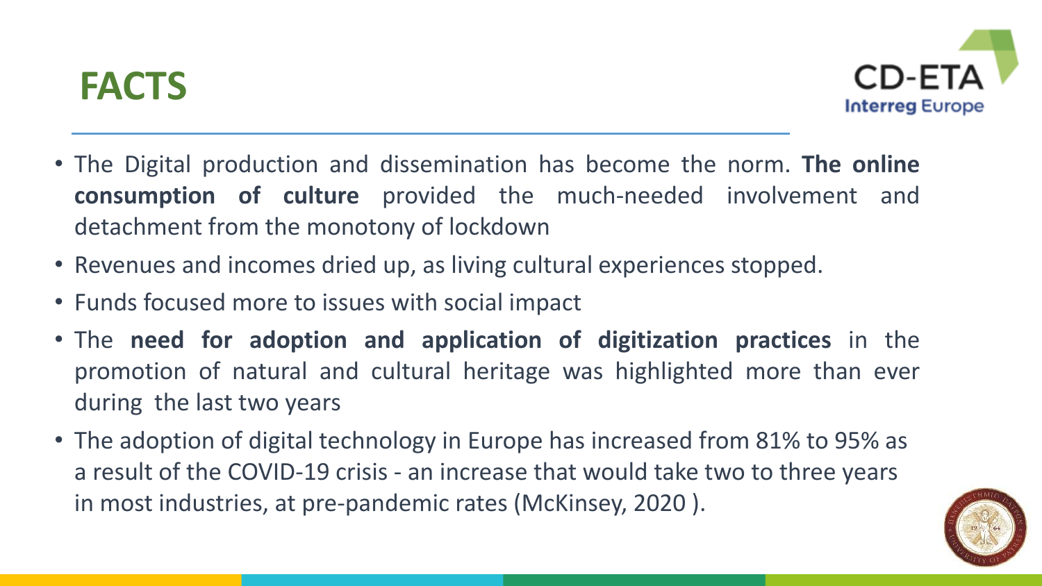# FACTS

- The Digital production and dissemination has become the norm. **The online consumption of culture** provided the much-needed involvement and detachment from the monotony of lockdown
- Revenues and incomes dried up, as living cultural experiences stopped.
- Funds focused more to issues with social impact
- The **need for adoption and application of digitization practices** in the promotion of natural and cultural heritage was highlighted more than ever during the last two years
- The adoption of digital technology in Europe has increased from 81% to 95% as a result of the COVID-19 crisis - an increase that would take two to three years in most industries, at pre-pandemic rates (McKinsey, 2020 ).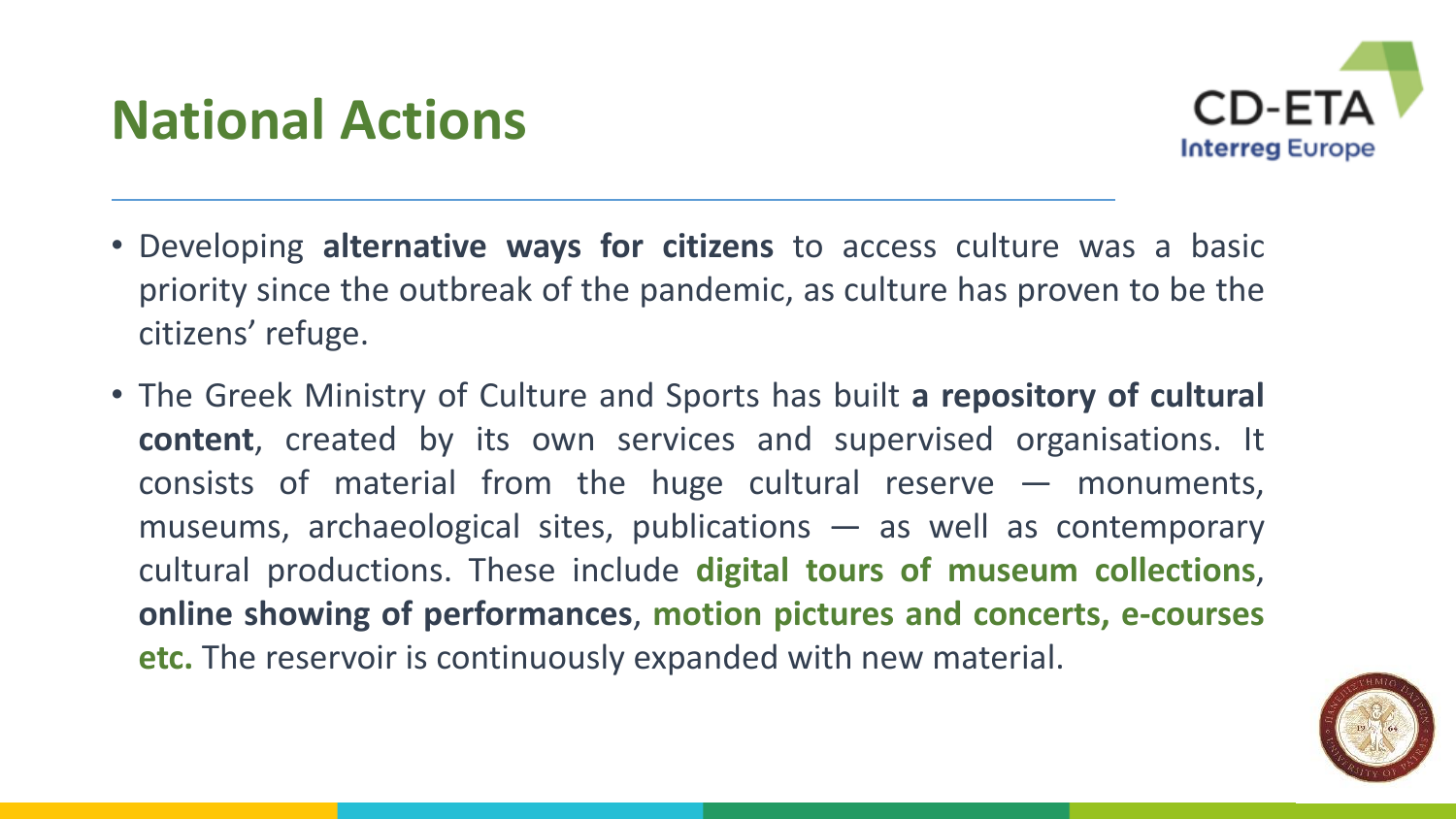# National Actions

- Developing **alternative ways for citizens** to access culture was a basic priority since the outbreak of the pandemic, as culture has proven to be the citizens' refuge.
- The Greek Ministry of Culture and Sports has built **a repository of cultural content**, created by its own services and supervised organisations. It consists of material from the huge cultural reserve — monuments, museums, archaeological sites, publications — as well as contemporary cultural productions. These include **digital tours of museum collections**, **online showing of performances**, **motion pictures and concerts, e-courses etc.** The reservoir is continuously expanded with new material.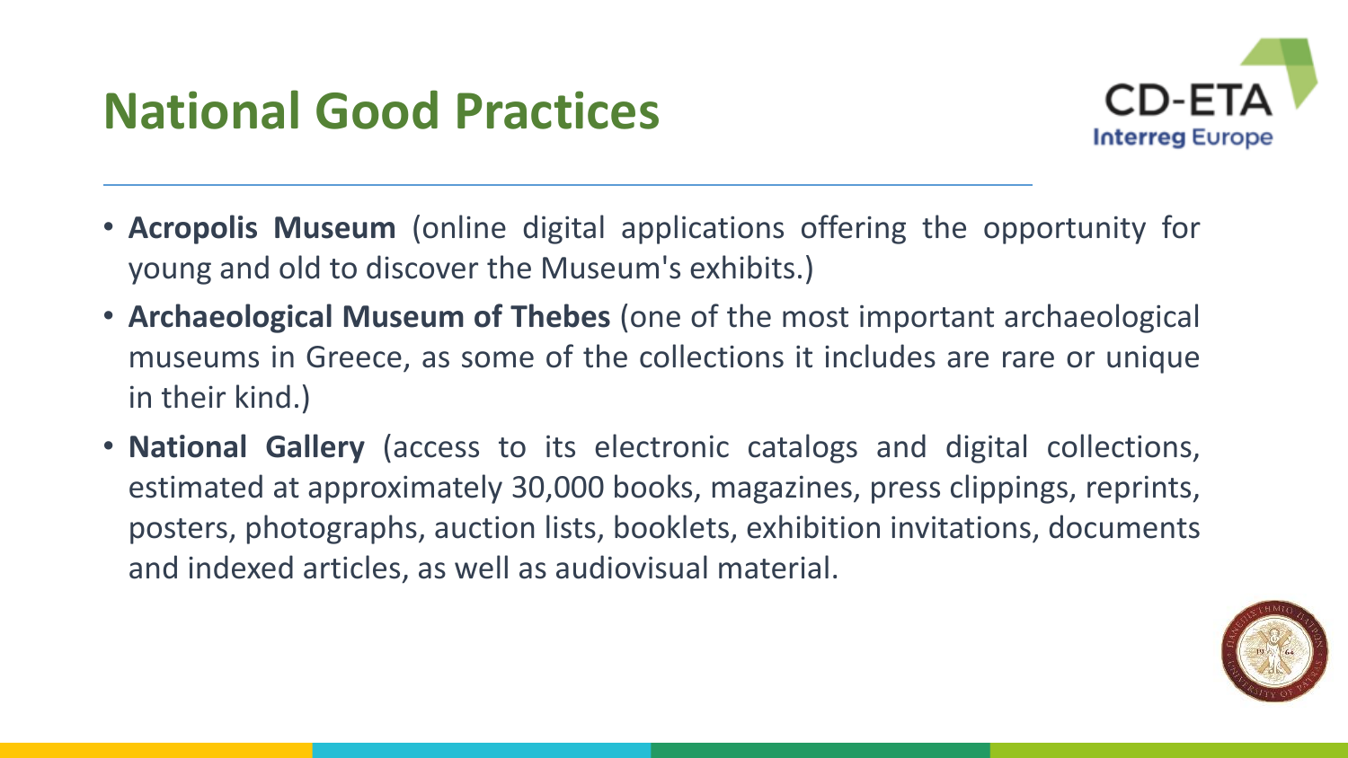# National Good Practices

- **Acropolis Museum** (online digital applications offering the opportunity for young and old to discover the Museum's exhibits.)
- **Archaeological Museum of Thebes** (one of the most important archaeological museums in Greece, as some of the collections it includes are rare or unique in their kind.)
- **National Gallery** (access to its electronic catalogs and digital collections, estimated at approximately 30,000 books, magazines, press clippings, reprints, posters, photographs, auction lists, booklets, exhibition invitations, documents and indexed articles, as well as audiovisual material.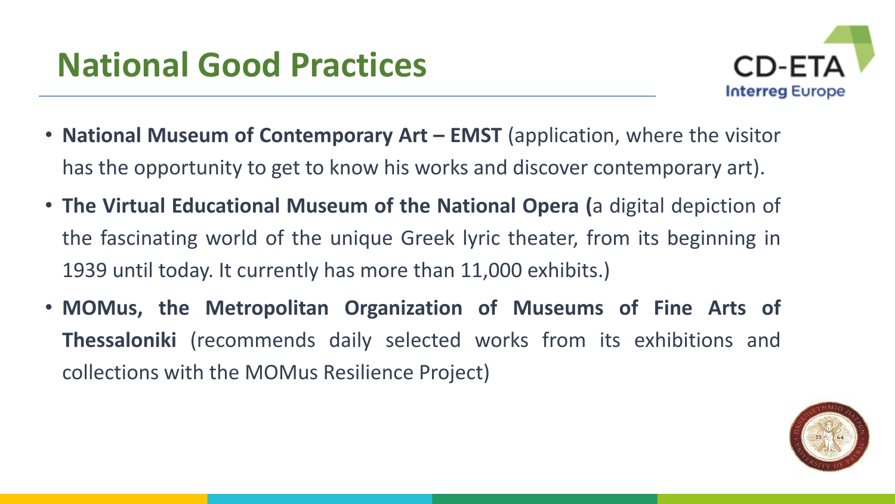# National Good Practices

- **National Museum of Contemporary Art – EMST** (application, where the visitor has the opportunity to get to know his works and discover contemporary art).
- **The Virtual Educational Museum of the National Opera (**a digital depiction of the fascinating world of the unique Greek lyric theater, from its beginning in 1939 until today. It currently has more than 11,000 exhibits.)
- **MOMus, the Metropolitan Organization of Museums of Fine Arts of Thessaloniki** (recommends daily selected works from its exhibitions and collections with the MOMus Resilience Project)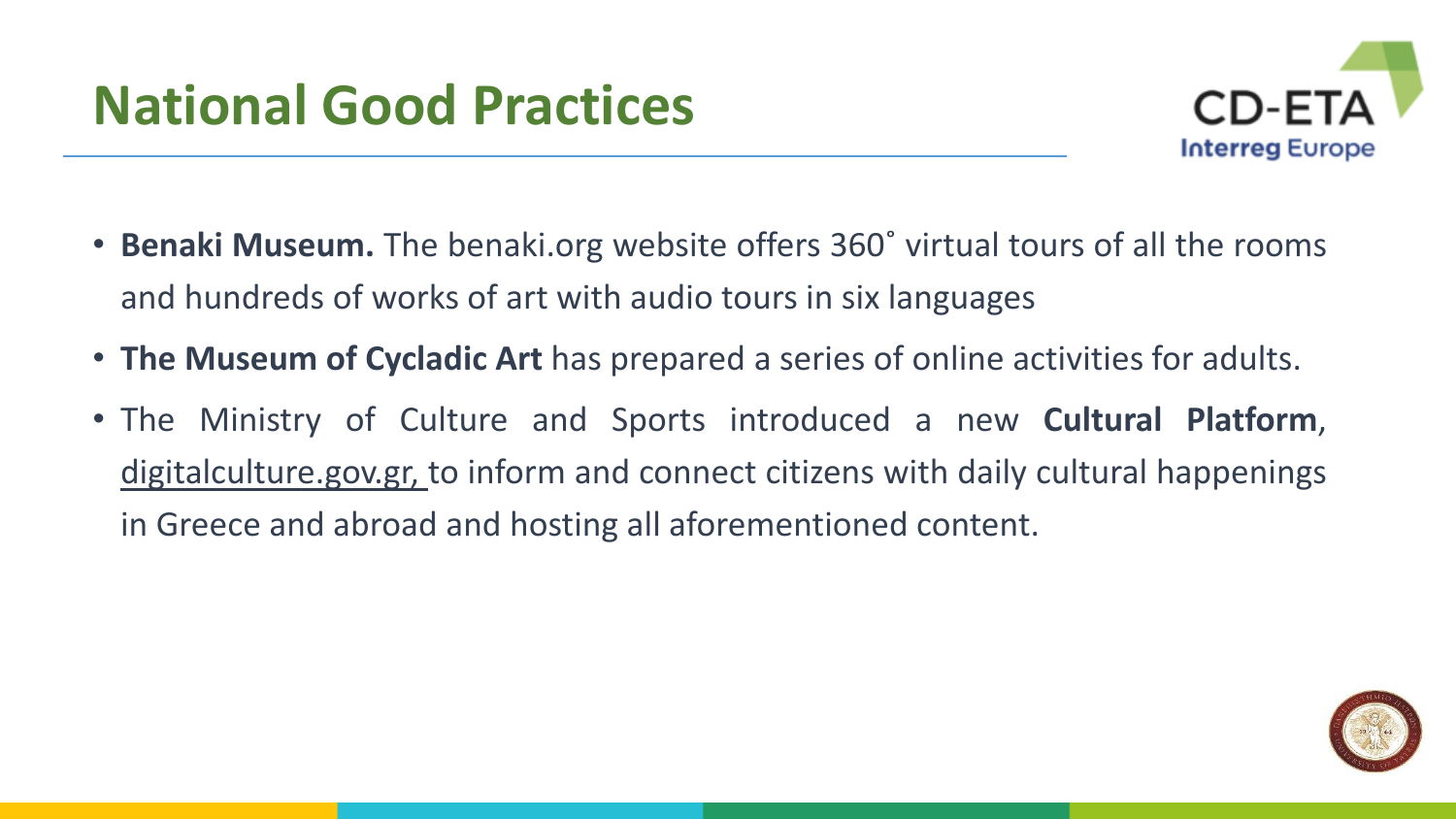# National Good Practices

- **Benaki Museum.** The benaki.org website offers 360˚ virtual tours of all the rooms and hundreds of works of art with audio tours in six languages
- **The Museum of Cycladic Art** has prepared a series of online activities for adults.
- The Ministry of Culture and Sports introduced a new **Cultural Platform**, digitalculture.gov.gr, to inform and connect citizens with daily cultural happenings in Greece and abroad and hosting all aforementioned content.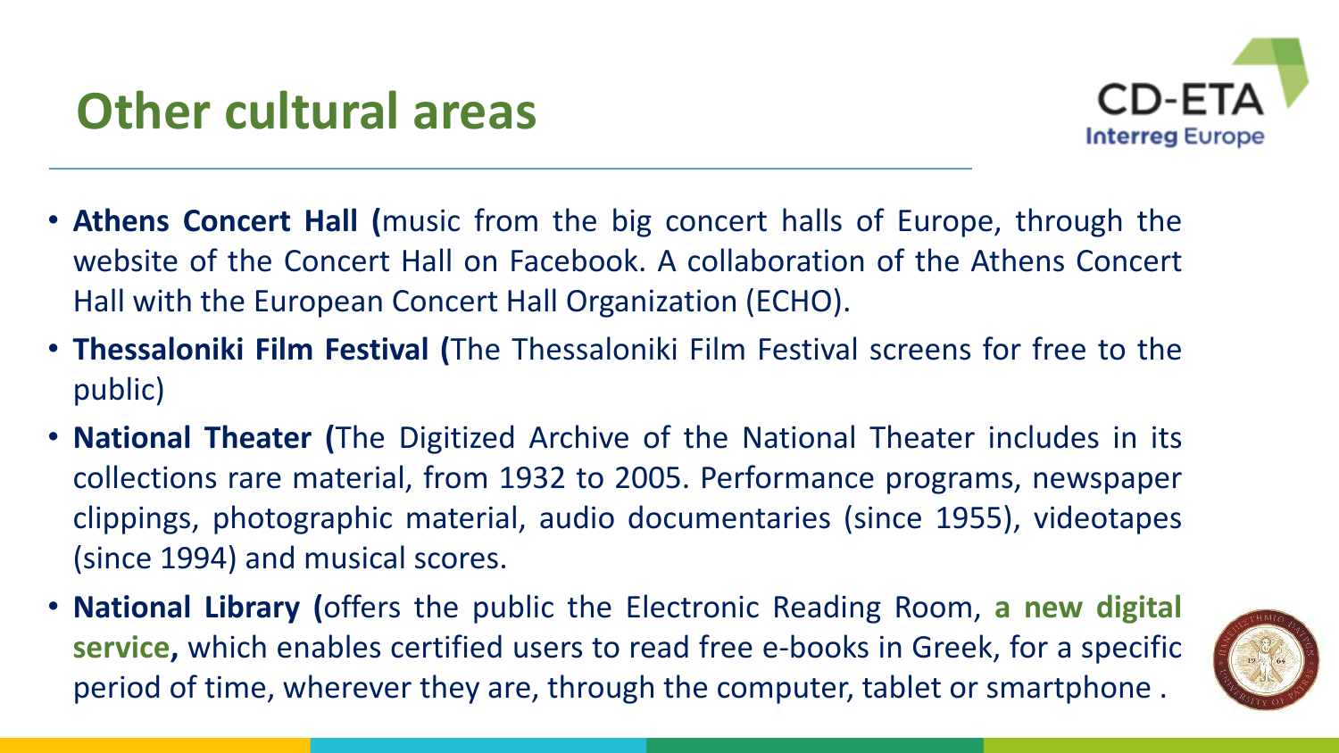# Other cultural areas

- **Athens Concert Hall (**music from the big concert halls of Europe, through the website of the Concert Hall on Facebook. A collaboration of the Athens Concert Hall with the European Concert Hall Organization (ECHO).
- **Thessaloniki Film Festival (**The Thessaloniki Film Festival screens for free to the public)
- **National Theater (**The Digitized Archive of the National Theater includes in its collections rare material, from 1932 to 2005. Performance programs, newspaper clippings, photographic material, audio documentaries (since 1955), videotapes (since 1994) and musical scores.
- **National Library (**offers the public the Electronic Reading Room, **a new digital service,** which enables certified users to read free e-books in Greek, for a specific period of time, wherever they are, through the computer, tablet or smartphone .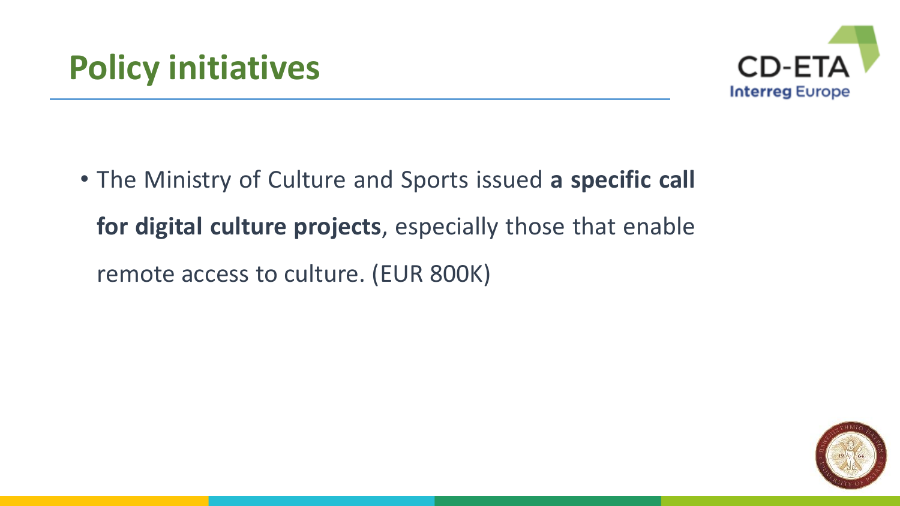# Policy initiatives

- The Ministry of Culture and Sports issued **a specific call for digital culture projects**, especially those that enable remote access to culture. (EUR 800K)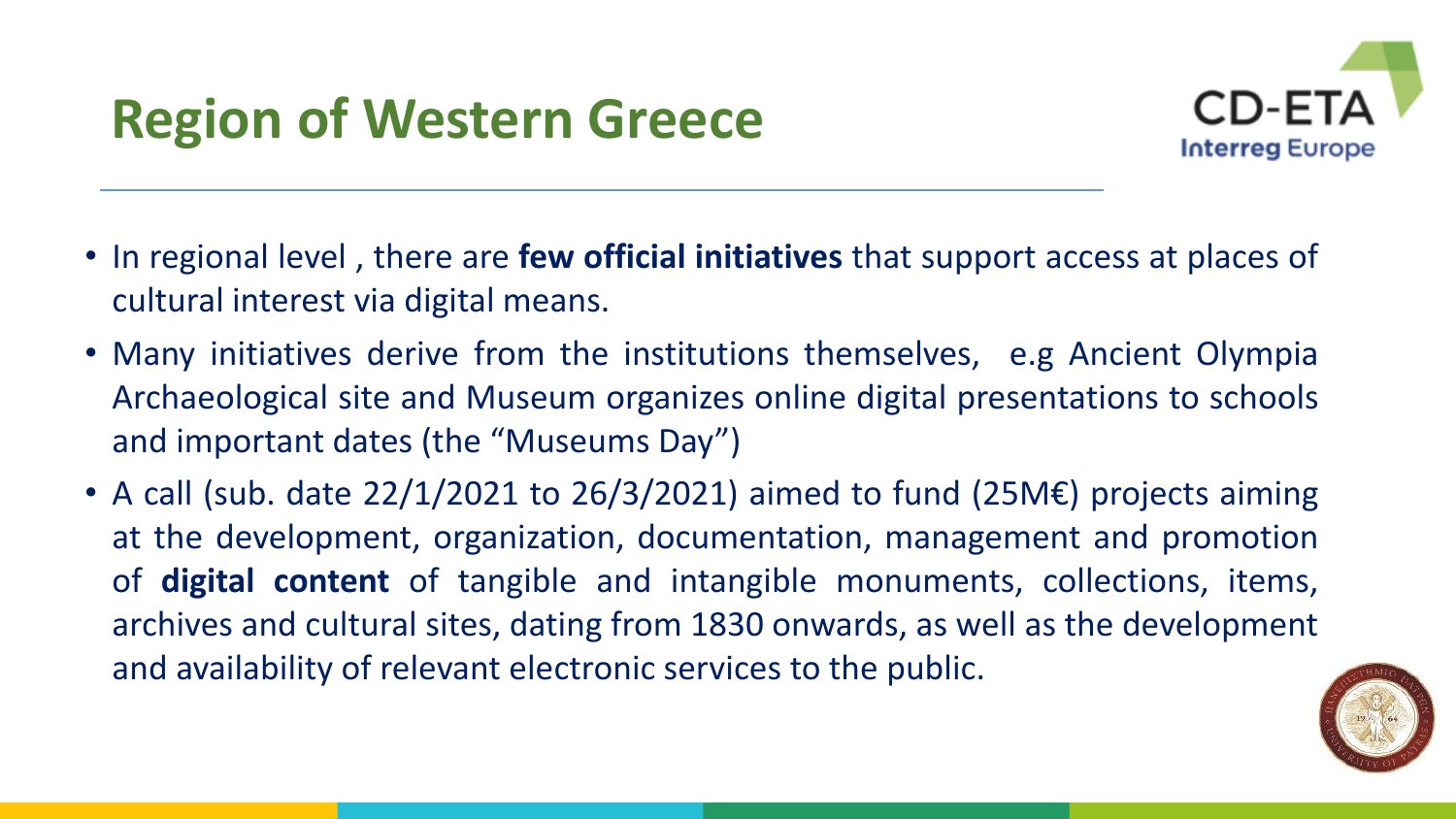# Region of Western Greece

- In regional level , there are **few official initiatives** that support access at places of cultural interest via digital means.
- Many initiatives derive from the institutions themselves, e.g Ancient Olympia Archaeological site and Museum organizes online digital presentations to schools and important dates (the "Museums Day")
- A call (sub. date 22/1/2021 to 26/3/2021) aimed to fund (25M€) projects aiming at the development, organization, documentation, management and promotion of **digital content** of tangible and intangible monuments, collections, items, archives and cultural sites, dating from 1830 onwards, as well as the development and availability of relevant electronic services to the public.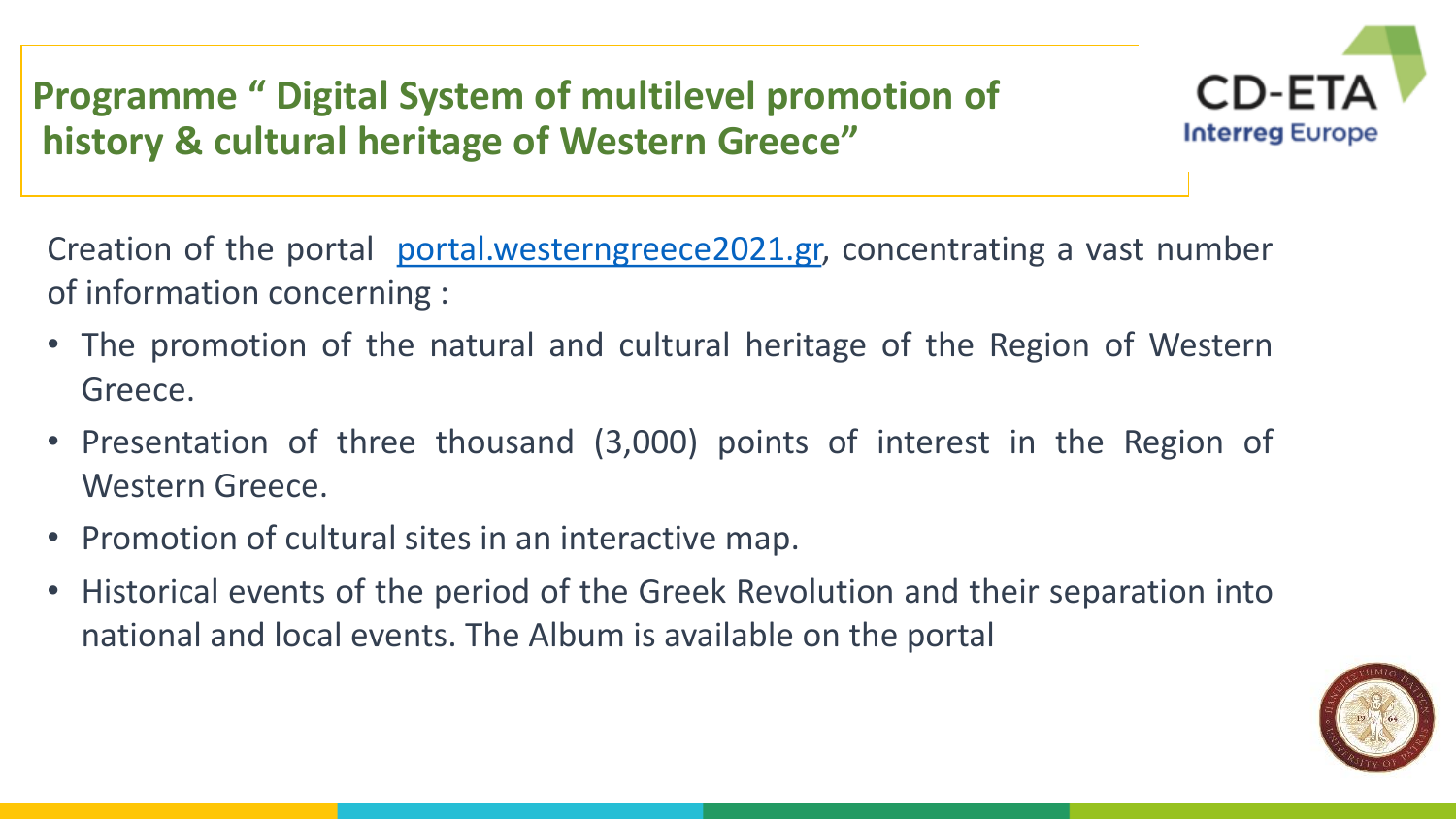## Programme " Digital System of multilevel promotion of history & cultural heritage of Western Greece"

Creation of the portal [portal.westerngreece2021.gr](portal.westerngreece2021.gr), concentrating a vast number of information concerning :

- The promotion of the natural and cultural heritage of the Region of Western Greece.
- Presentation of three thousand (3,000) points of interest in the Region of Western Greece.
- Promotion of cultural sites in an interactive map.
- Historical events of the period of the Greek Revolution and their separation into national and local events. The Album is available on the portal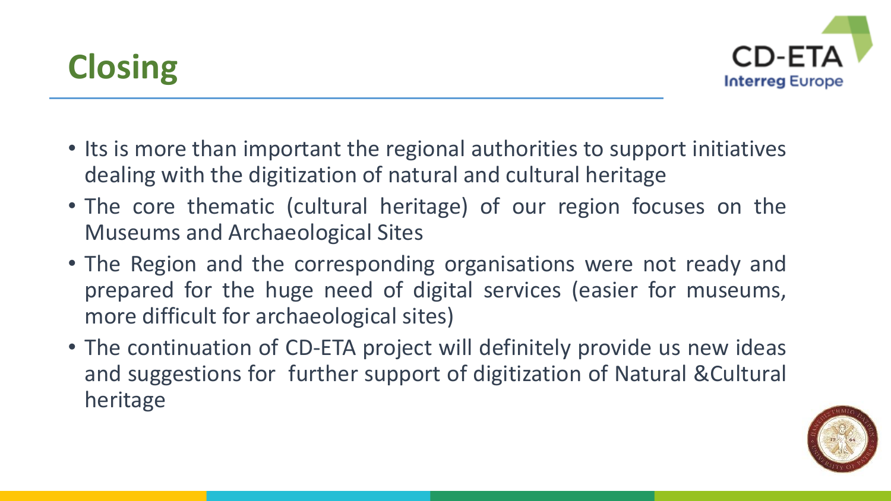# Closing

- Its is more than important the regional authorities to support initiatives dealing with the digitization of natural and cultural heritage
- The core thematic (cultural heritage) of our region focuses on the Museums and Archaeological Sites
- The Region and the corresponding organisations were not ready and prepared for the huge need of digital services (easier for museums, more difficult for archaeological sites)
- The continuation of CD-ETA project will definitely provide us new ideas and suggestions for further support of digitization of Natural &Cultural heritage